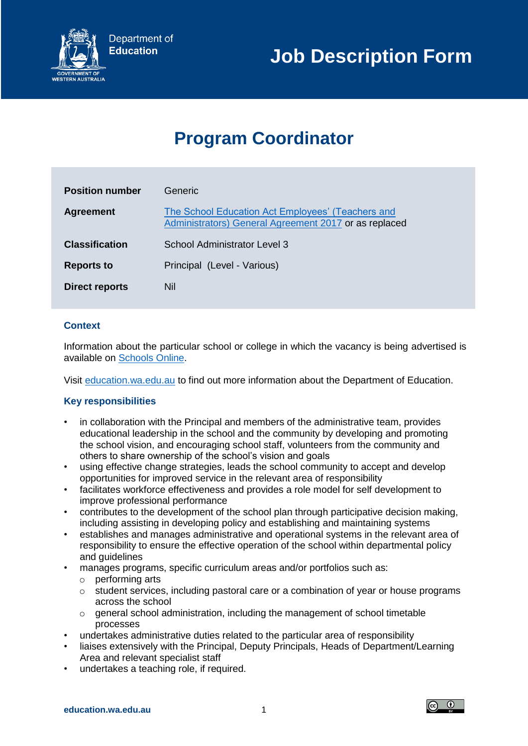Department of
**Education**

GOVERNMENT OF WESTERN AUSTRALIA

# Job Description Form

## Program Coordinator

| | |
|---|---|
| **Position number** | Generic |
| **Agreement** | [The School Education Act Employees' (Teachers and Administrators) General Agreement 2017]() or as replaced |
| **Classification** | School Administrator Level 3 |
| **Reports to** | Principal (Level - Various) |
| **Direct reports** | Nil |

### Context

Information about the particular school or college in which the vacancy is being advertised is available on [Schools Online]().

Visit [education.wa.edu.au]() to find out more information about the Department of Education.

### Key responsibilities

- in collaboration with the Principal and members of the administrative team, provides educational leadership in the school and the community by developing and promoting the school vision, and encouraging school staff, volunteers from the community and others to share ownership of the school's vision and goals
- using effective change strategies, leads the school community to accept and develop opportunities for improved service in the relevant area of responsibility
- facilitates workforce effectiveness and provides a role model for self development to improve professional performance
- contributes to the development of the school plan through participative decision making, including assisting in developing policy and establishing and maintaining systems
- establishes and manages administrative and operational systems in the relevant area of responsibility to ensure the effective operation of the school within departmental policy and guidelines
- manages programs, specific curriculum areas and/or portfolios such as:
  - performing arts
  - student services, including pastoral care or a combination of year or house programs across the school
  - general school administration, including the management of school timetable processes
- undertakes administrative duties related to the particular area of responsibility
- liaises extensively with the Principal, Deputy Principals, Heads of Department/Learning Area and relevant specialist staff
- undertakes a teaching role, if required.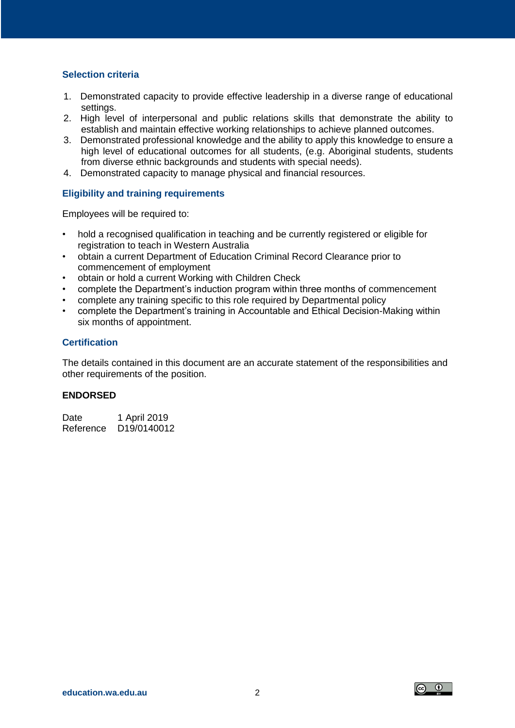## Selection criteria

1. Demonstrated capacity to provide effective leadership in a diverse range of educational settings.
2. High level of interpersonal and public relations skills that demonstrate the ability to establish and maintain effective working relationships to achieve planned outcomes.
3. Demonstrated professional knowledge and the ability to apply this knowledge to ensure a high level of educational outcomes for all students, (e.g. Aboriginal students, students from diverse ethnic backgrounds and students with special needs).
4. Demonstrated capacity to manage physical and financial resources.

## Eligibility and training requirements

Employees will be required to:

- hold a recognised qualification in teaching and be currently registered or eligible for registration to teach in Western Australia
- obtain a current Department of Education Criminal Record Clearance prior to commencement of employment
- obtain or hold a current Working with Children Check
- complete the Department's induction program within three months of commencement
- complete any training specific to this role required by Departmental policy
- complete the Department's training in Accountable and Ethical Decision-Making within six months of appointment.

## Certification

The details contained in this document are an accurate statement of the responsibilities and other requirements of the position.

**ENDORSED**

| | |
|---|---|
| Date | 1 April 2019 |
| Reference | D19/0140012 |